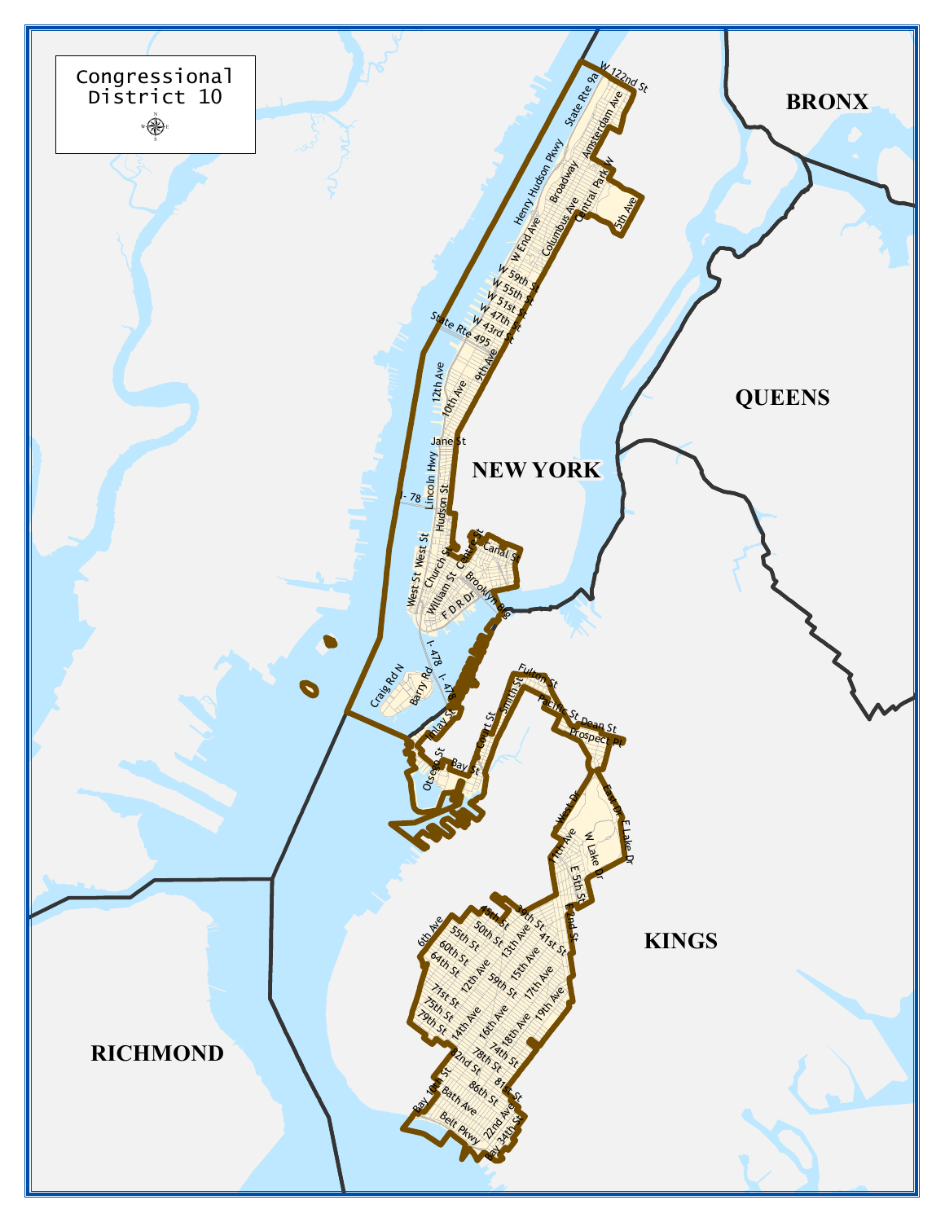Congressional District 10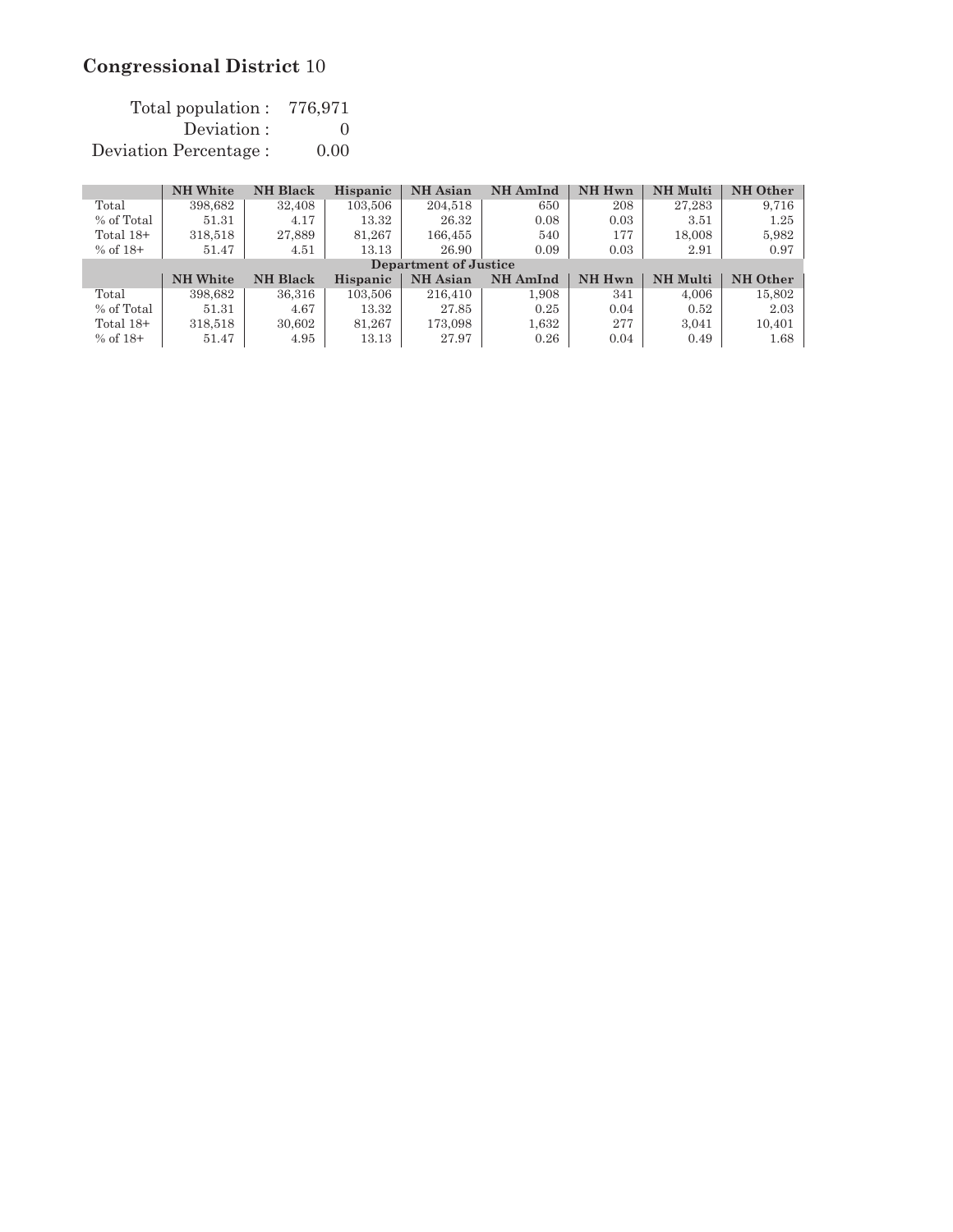**Congressional District** 10

Total population : 776,971
Deviation : 0
Deviation Percentage : 0.00

| | NH White | NH Black | Hispanic | NH Asian | NH AmInd | NH Hwn | NH Multi | NH Other |
|---|---|---|---|---|---|---|---|---|
| Total | 398,682 | 32,408 | 103,506 | 204,518 | 650 | 208 | 27,283 | 9,716 |
| % of Total | 51.31 | 4.17 | 13.32 | 26.32 | 0.08 | 0.03 | 3.51 | 1.25 |
| Total 18+ | 318,518 | 27,889 | 81,267 | 166,455 | 540 | 177 | 18,008 | 5,982 |
| % of 18+ | 51.47 | 4.51 | 13.13 | 26.90 | 0.09 | 0.03 | 2.91 | 0.97 |
| **Department of Justice** | | | | | | | | |
| | **NH White** | **NH Black** | **Hispanic** | **NH Asian** | **NH AmInd** | **NH Hwn** | **NH Multi** | **NH Other** |
| Total | 398,682 | 36,316 | 103,506 | 216,410 | 1,908 | 341 | 4,006 | 15,802 |
| % of Total | 51.31 | 4.67 | 13.32 | 27.85 | 0.25 | 0.04 | 0.52 | 2.03 |
| Total 18+ | 318,518 | 30,602 | 81,267 | 173,098 | 1,632 | 277 | 3,041 | 10,401 |
| % of 18+ | 51.47 | 4.95 | 13.13 | 27.97 | 0.26 | 0.04 | 0.49 | 1.68 |